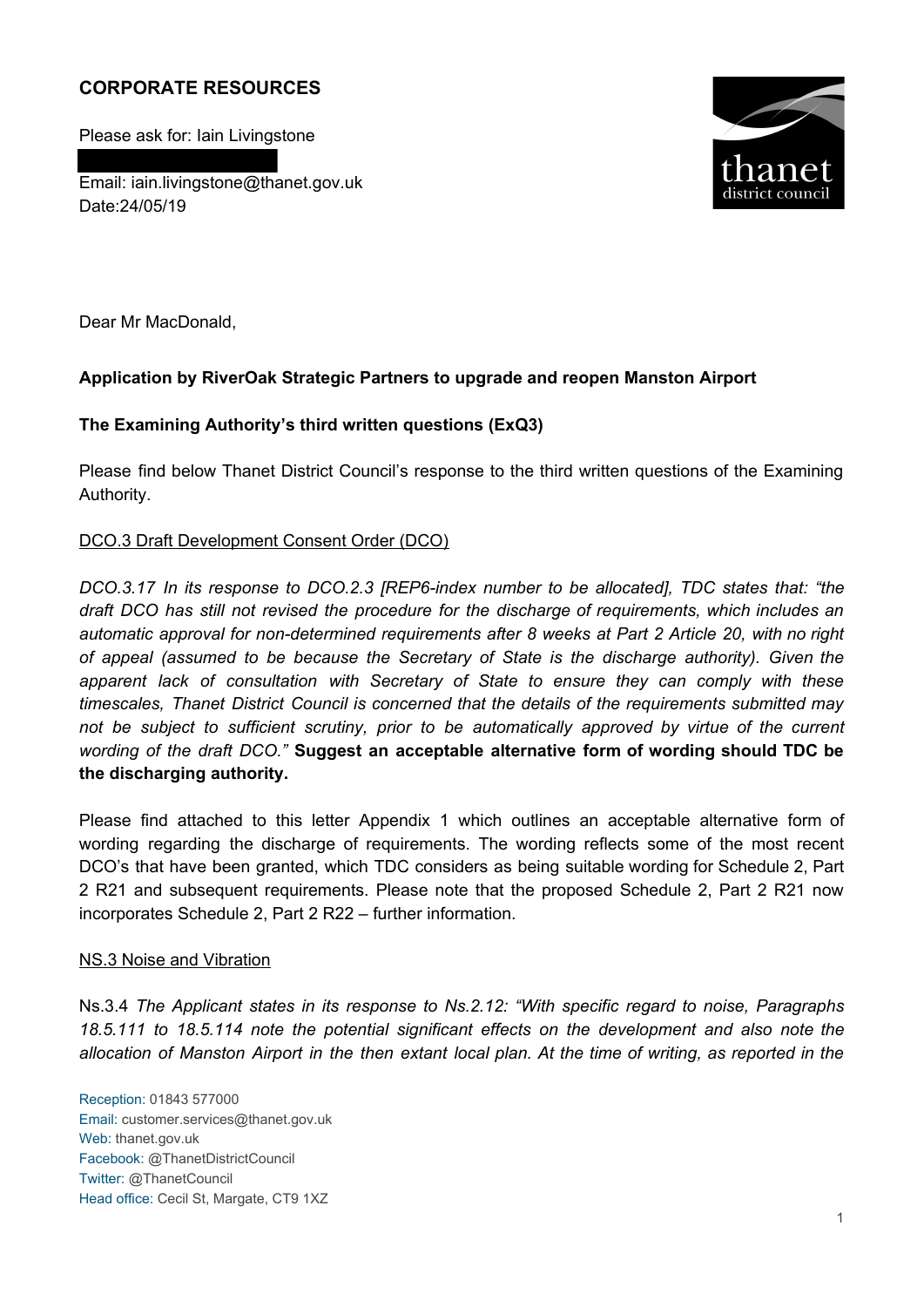**CORPORATE RESOURCES**

Please ask for: Iain Livingstone

Email: iain.livingstone@thanet.gov.uk
Date:24/05/19

Dear Mr MacDonald,

**Application by RiverOak Strategic Partners to upgrade and reopen Manston Airport**

**The Examining Authority's third written questions (ExQ3)**

Please find below Thanet District Council's response to the third written questions of the Examining Authority.

DCO.3 Draft Development Consent Order (DCO)

*DCO.3.17 In its response to DCO.2.3 [REP6-index number to be allocated], TDC states that: "the draft DCO has still not revised the procedure for the discharge of requirements, which includes an automatic approval for non-determined requirements after 8 weeks at Part 2 Article 20, with no right of appeal (assumed to be because the Secretary of State is the discharge authority). Given the apparent lack of consultation with Secretary of State to ensure they can comply with these timescales, Thanet District Council is concerned that the details of the requirements submitted may not be subject to sufficient scrutiny, prior to be automatically approved by virtue of the current wording of the draft DCO."* **Suggest an acceptable alternative form of wording should TDC be the discharging authority.**

Please find attached to this letter Appendix 1 which outlines an acceptable alternative form of wording regarding the discharge of requirements. The wording reflects some of the most recent DCO's that have been granted, which TDC considers as being suitable wording for Schedule 2, Part 2 R21 and subsequent requirements. Please note that the proposed Schedule 2, Part 2 R21 now incorporates Schedule 2, Part 2 R22 – further information.

NS.3 Noise and Vibration

Ns.3.4 *The Applicant states in its response to Ns.2.12: "With specific regard to noise, Paragraphs 18.5.111 to 18.5.114 note the potential significant effects on the development and also note the allocation of Manston Airport in the then extant local plan. At the time of writing, as reported in the*

Reception: 01843 577000
Email: customer.services@thanet.gov.uk
Web: thanet.gov.uk
Facebook: @ThanetDistrictCouncil
Twitter: @ThanetCouncil
Head office: Cecil St, Margate, CT9 1XZ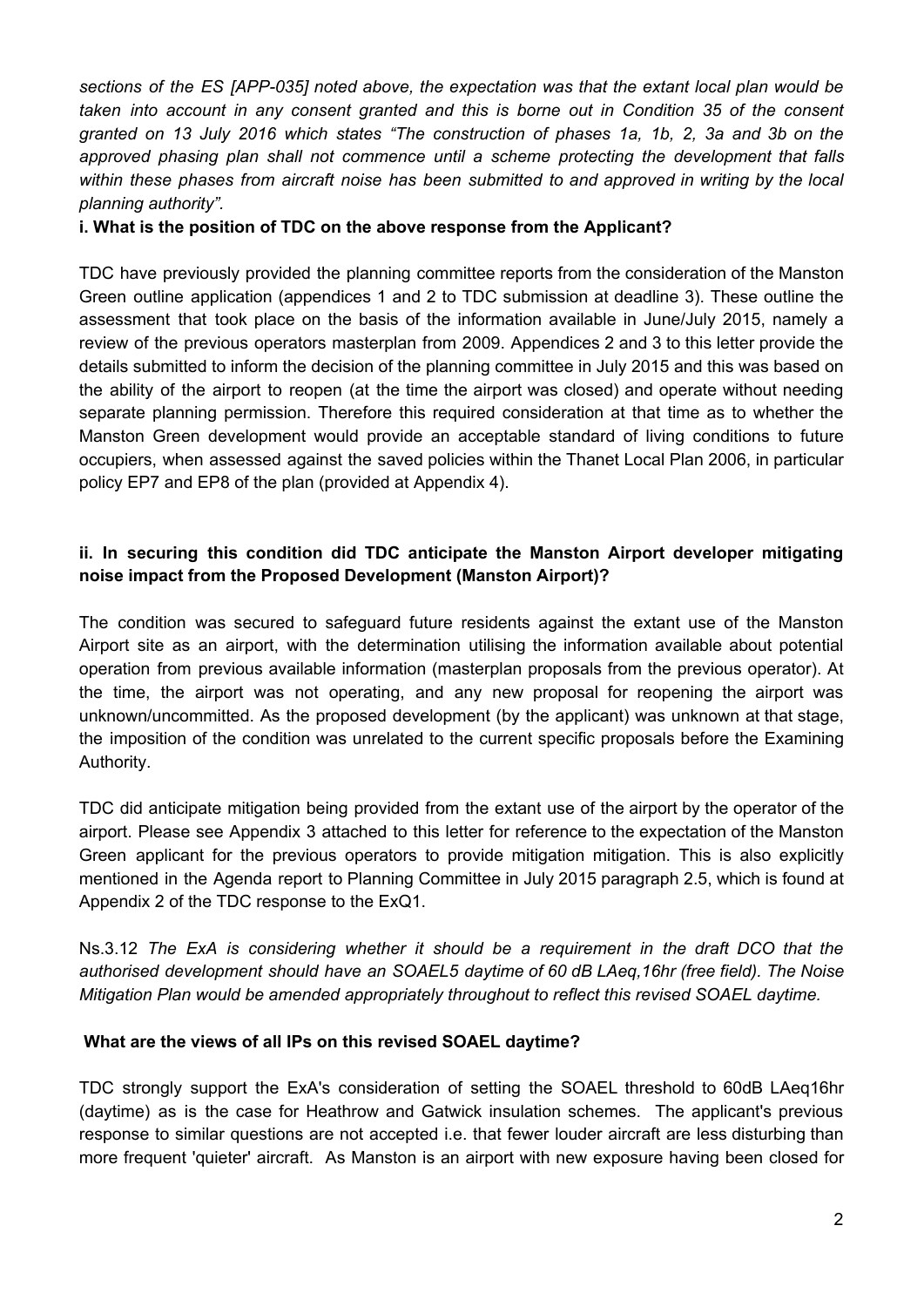*sections of the ES [APP-035] noted above, the expectation was that the extant local plan would be taken into account in any consent granted and this is borne out in Condition 35 of the consent granted on 13 July 2016 which states "The construction of phases 1a, 1b, 2, 3a and 3b on the approved phasing plan shall not commence until a scheme protecting the development that falls within these phases from aircraft noise has been submitted to and approved in writing by the local planning authority".*

**i. What is the position of TDC on the above response from the Applicant?**

TDC have previously provided the planning committee reports from the consideration of the Manston Green outline application (appendices 1 and 2 to TDC submission at deadline 3). These outline the assessment that took place on the basis of the information available in June/July 2015, namely a review of the previous operators masterplan from 2009. Appendices 2 and 3 to this letter provide the details submitted to inform the decision of the planning committee in July 2015 and this was based on the ability of the airport to reopen (at the time the airport was closed) and operate without needing separate planning permission. Therefore this required consideration at that time as to whether the Manston Green development would provide an acceptable standard of living conditions to future occupiers, when assessed against the saved policies within the Thanet Local Plan 2006, in particular policy EP7 and EP8 of the plan (provided at Appendix 4).

**ii. In securing this condition did TDC anticipate the Manston Airport developer mitigating noise impact from the Proposed Development (Manston Airport)?**

The condition was secured to safeguard future residents against the extant use of the Manston Airport site as an airport, with the determination utilising the information available about potential operation from previous available information (masterplan proposals from the previous operator). At the time, the airport was not operating, and any new proposal for reopening the airport was unknown/uncommitted. As the proposed development (by the applicant) was unknown at that stage, the imposition of the condition was unrelated to the current specific proposals before the Examining Authority.

TDC did anticipate mitigation being provided from the extant use of the airport by the operator of the airport. Please see Appendix 3 attached to this letter for reference to the expectation of the Manston Green applicant for the previous operators to provide mitigation mitigation. This is also explicitly mentioned in the Agenda report to Planning Committee in July 2015 paragraph 2.5, which is found at Appendix 2 of the TDC response to the ExQ1.

Ns.3.12 *The ExA is considering whether it should be a requirement in the draft DCO that the authorised development should have an SOAEL5 daytime of 60 dB LAeq,16hr (free field). The Noise Mitigation Plan would be amended appropriately throughout to reflect this revised SOAEL daytime.*

**What are the views of all IPs on this revised SOAEL daytime?**

TDC strongly support the ExA's consideration of setting the SOAEL threshold to 60dB LAeq16hr (daytime) as is the case for Heathrow and Gatwick insulation schemes. The applicant's previous response to similar questions are not accepted i.e. that fewer louder aircraft are less disturbing than more frequent 'quieter' aircraft. As Manston is an airport with new exposure having been closed for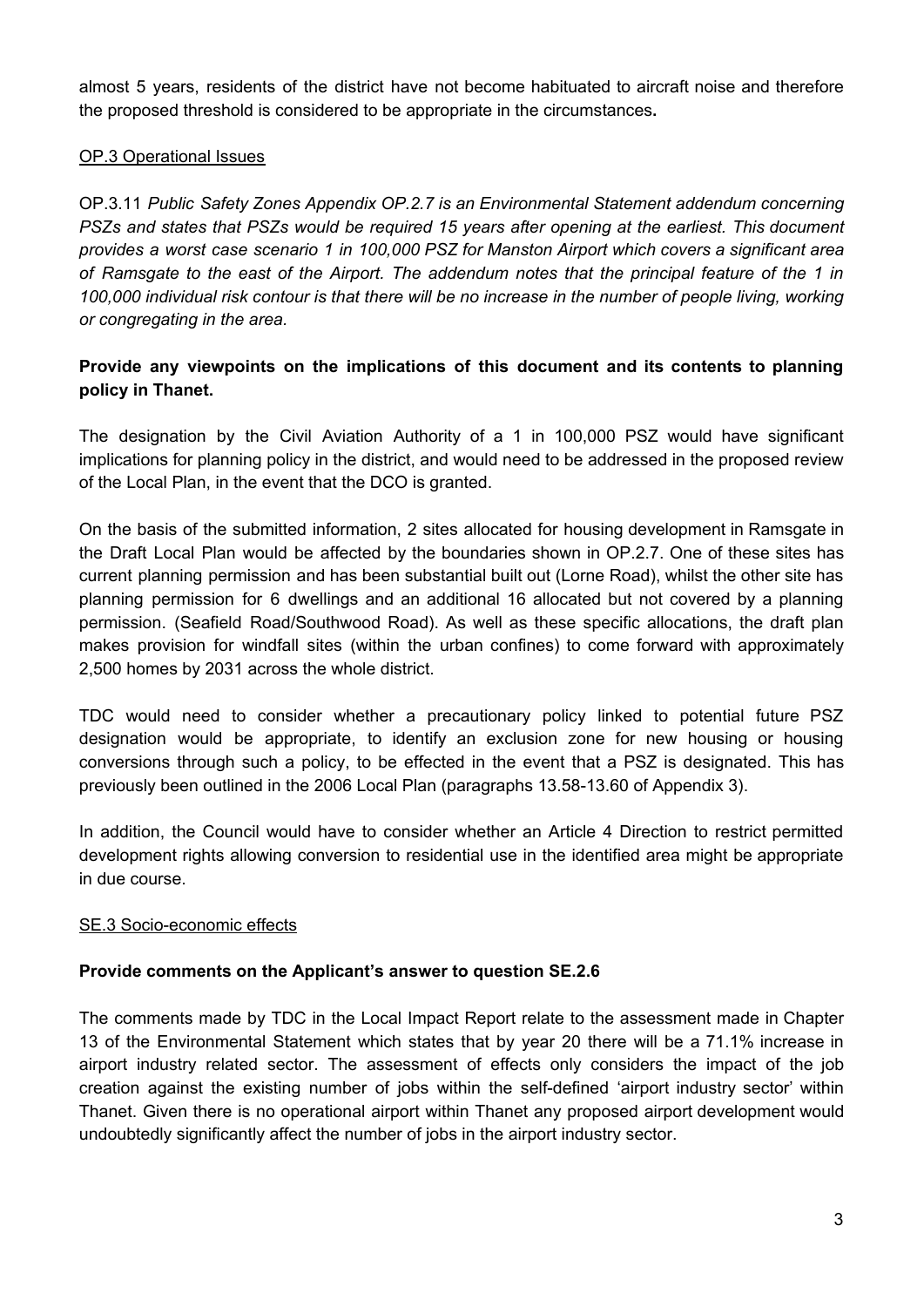almost 5 years, residents of the district have not become habituated to aircraft noise and therefore the proposed threshold is considered to be appropriate in the circumstances**.**

OP.3 Operational Issues

OP.3.11 *Public Safety Zones Appendix OP.2.7 is an Environmental Statement addendum concerning PSZs and states that PSZs would be required 15 years after opening at the earliest. This document provides a worst case scenario 1 in 100,000 PSZ for Manston Airport which covers a significant area of Ramsgate to the east of the Airport. The addendum notes that the principal feature of the 1 in 100,000 individual risk contour is that there will be no increase in the number of people living, working or congregating in the area.*

**Provide any viewpoints on the implications of this document and its contents to planning policy in Thanet.**

The designation by the Civil Aviation Authority of a 1 in 100,000 PSZ would have significant implications for planning policy in the district, and would need to be addressed in the proposed review of the Local Plan, in the event that the DCO is granted.

On the basis of the submitted information, 2 sites allocated for housing development in Ramsgate in the Draft Local Plan would be affected by the boundaries shown in OP.2.7. One of these sites has current planning permission and has been substantial built out (Lorne Road), whilst the other site has planning permission for 6 dwellings and an additional 16 allocated but not covered by a planning permission. (Seafield Road/Southwood Road). As well as these specific allocations, the draft plan makes provision for windfall sites (within the urban confines) to come forward with approximately 2,500 homes by 2031 across the whole district.

TDC would need to consider whether a precautionary policy linked to potential future PSZ designation would be appropriate, to identify an exclusion zone for new housing or housing conversions through such a policy, to be effected in the event that a PSZ is designated. This has previously been outlined in the 2006 Local Plan (paragraphs 13.58-13.60 of Appendix 3).

In addition, the Council would have to consider whether an Article 4 Direction to restrict permitted development rights allowing conversion to residential use in the identified area might be appropriate in due course.

SE.3 Socio-economic effects

**Provide comments on the Applicant's answer to question SE.2.6**

The comments made by TDC in the Local Impact Report relate to the assessment made in Chapter 13 of the Environmental Statement which states that by year 20 there will be a 71.1% increase in airport industry related sector. The assessment of effects only considers the impact of the job creation against the existing number of jobs within the self-defined 'airport industry sector' within Thanet. Given there is no operational airport within Thanet any proposed airport development would undoubtedly significantly affect the number of jobs in the airport industry sector.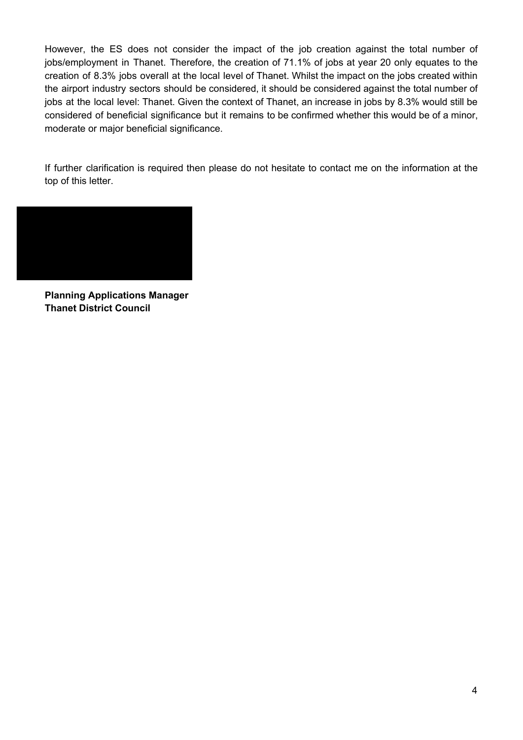However, the ES does not consider the impact of the job creation against the total number of jobs/employment in Thanet. Therefore, the creation of 71.1% of jobs at year 20 only equates to the creation of 8.3% jobs overall at the local level of Thanet. Whilst the impact on the jobs created within the airport industry sectors should be considered, it should be considered against the total number of jobs at the local level: Thanet. Given the context of Thanet, an increase in jobs by 8.3% would still be considered of beneficial significance but it remains to be confirmed whether this would be of a minor, moderate or major beneficial significance.

If further clarification is required then please do not hesitate to contact me on the information at the top of this letter.

**Planning Applications Manager**
**Thanet District Council**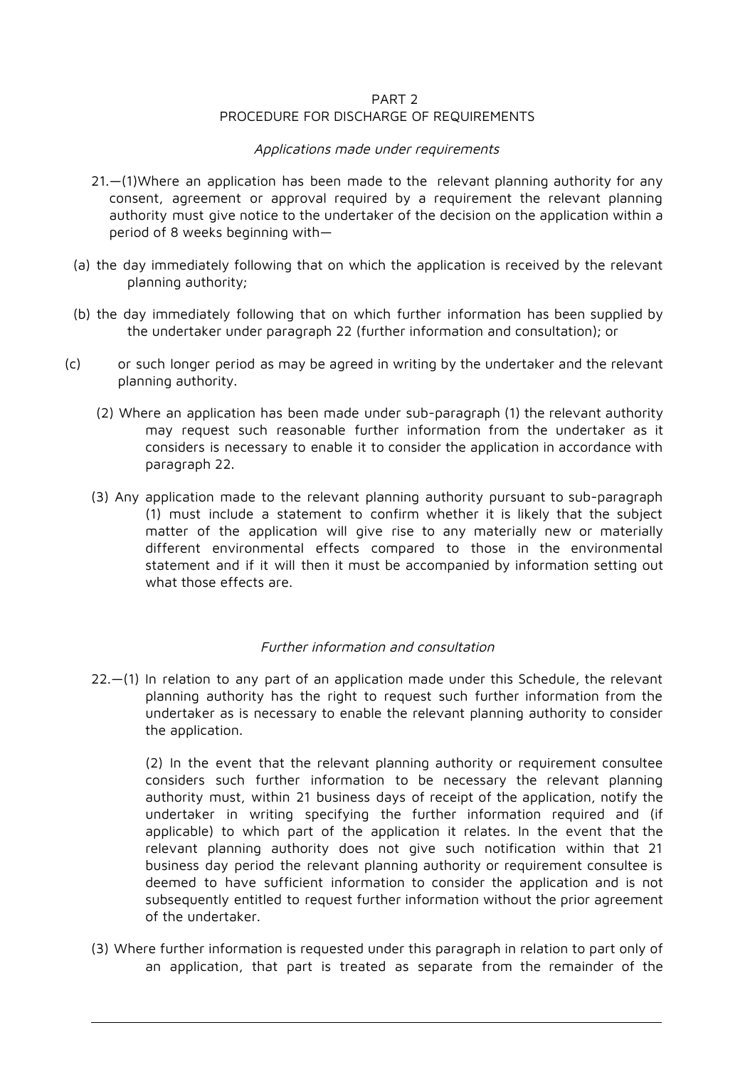PART 2
PROCEDURE FOR DISCHARGE OF REQUIREMENTS

*Applications made under requirements*

21.—(1)Where an application has been made to the relevant planning authority for any consent, agreement or approval required by a requirement the relevant planning authority must give notice to the undertaker of the decision on the application within a period of 8 weeks beginning with—

(a) the day immediately following that on which the application is received by the relevant planning authority;

(b) the day immediately following that on which further information has been supplied by the undertaker under paragraph 22 (further information and consultation); or

(c) or such longer period as may be agreed in writing by the undertaker and the relevant planning authority.

(2) Where an application has been made under sub-paragraph (1) the relevant authority may request such reasonable further information from the undertaker as it considers is necessary to enable it to consider the application in accordance with paragraph 22.

(3) Any application made to the relevant planning authority pursuant to sub-paragraph (1) must include a statement to confirm whether it is likely that the subject matter of the application will give rise to any materially new or materially different environmental effects compared to those in the environmental statement and if it will then it must be accompanied by information setting out what those effects are.

*Further information and consultation*

22.—(1) In relation to any part of an application made under this Schedule, the relevant planning authority has the right to request such further information from the undertaker as is necessary to enable the relevant planning authority to consider the application.

(2) In the event that the relevant planning authority or requirement consultee considers such further information to be necessary the relevant planning authority must, within 21 business days of receipt of the application, notify the undertaker in writing specifying the further information required and (if applicable) to which part of the application it relates. In the event that the relevant planning authority does not give such notification within that 21 business day period the relevant planning authority or requirement consultee is deemed to have sufficient information to consider the application and is not subsequently entitled to request further information without the prior agreement of the undertaker.

(3) Where further information is requested under this paragraph in relation to part only of an application, that part is treated as separate from the remainder of the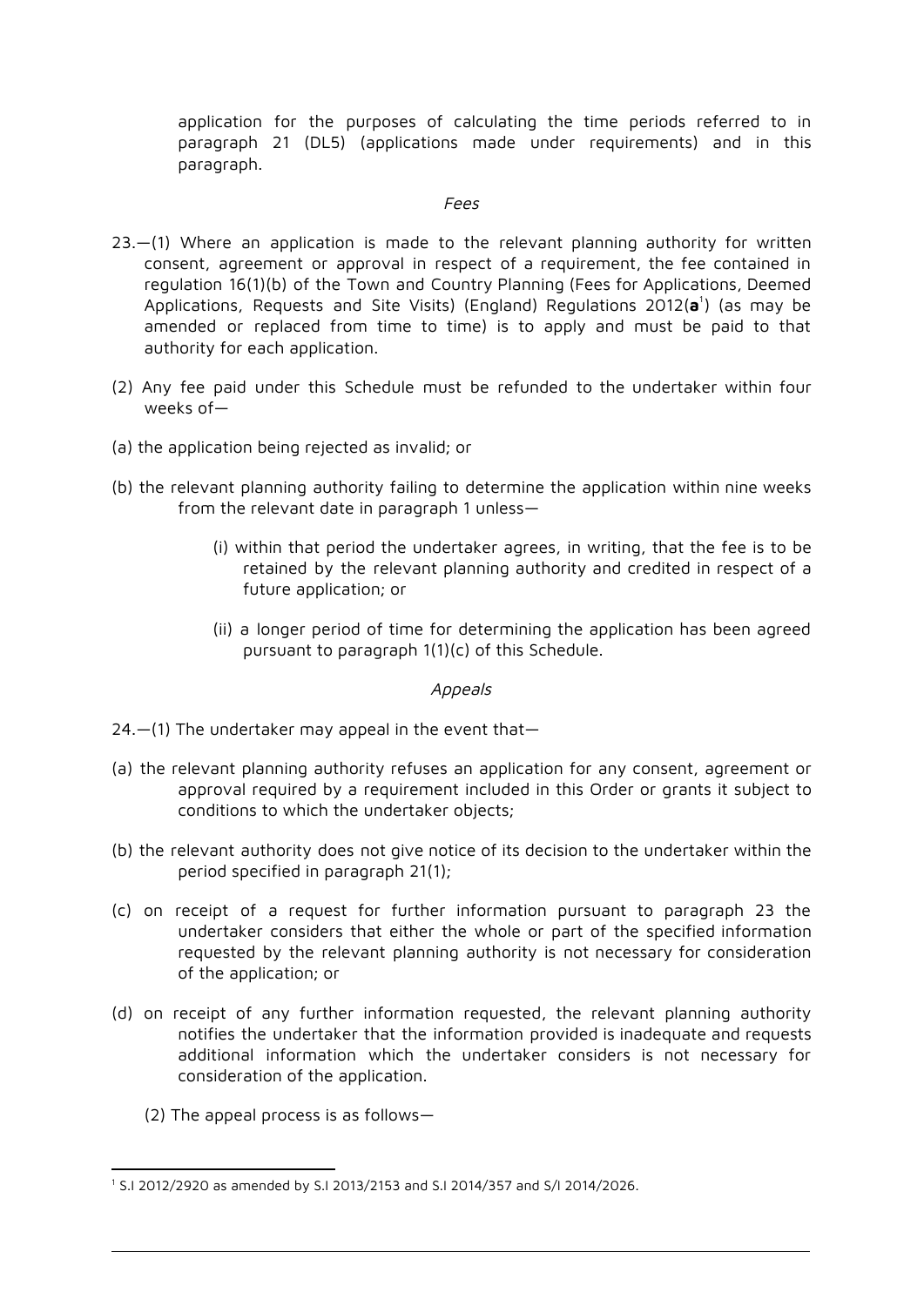application for the purposes of calculating the time periods referred to in paragraph 21 (DL5) (applications made under requirements) and in this paragraph.

*Fees*

23.—(1) Where an application is made to the relevant planning authority for written consent, agreement or approval in respect of a requirement, the fee contained in regulation 16(1)(b) of the Town and Country Planning (Fees for Applications, Deemed Applications, Requests and Site Visits) (England) Regulations 2012(**a**[1]) (as may be amended or replaced from time to time) is to apply and must be paid to that authority for each application.

(2) Any fee paid under this Schedule must be refunded to the undertaker within four weeks of—

(a) the application being rejected as invalid; or

(b) the relevant planning authority failing to determine the application within nine weeks from the relevant date in paragraph 1 unless—

(i) within that period the undertaker agrees, in writing, that the fee is to be retained by the relevant planning authority and credited in respect of a future application; or

(ii) a longer period of time for determining the application has been agreed pursuant to paragraph 1(1)(c) of this Schedule.

*Appeals*

24.—(1) The undertaker may appeal in the event that—

(a) the relevant planning authority refuses an application for any consent, agreement or approval required by a requirement included in this Order or grants it subject to conditions to which the undertaker objects;

(b) the relevant authority does not give notice of its decision to the undertaker within the period specified in paragraph 21(1);

(c) on receipt of a request for further information pursuant to paragraph 23 the undertaker considers that either the whole or part of the specified information requested by the relevant planning authority is not necessary for consideration of the application; or

(d) on receipt of any further information requested, the relevant planning authority notifies the undertaker that the information provided is inadequate and requests additional information which the undertaker considers is not necessary for consideration of the application.

(2) The appeal process is as follows—

[1] S.I 2012/2920 as amended by S.I 2013/2153 and S.I 2014/357 and S/I 2014/2026.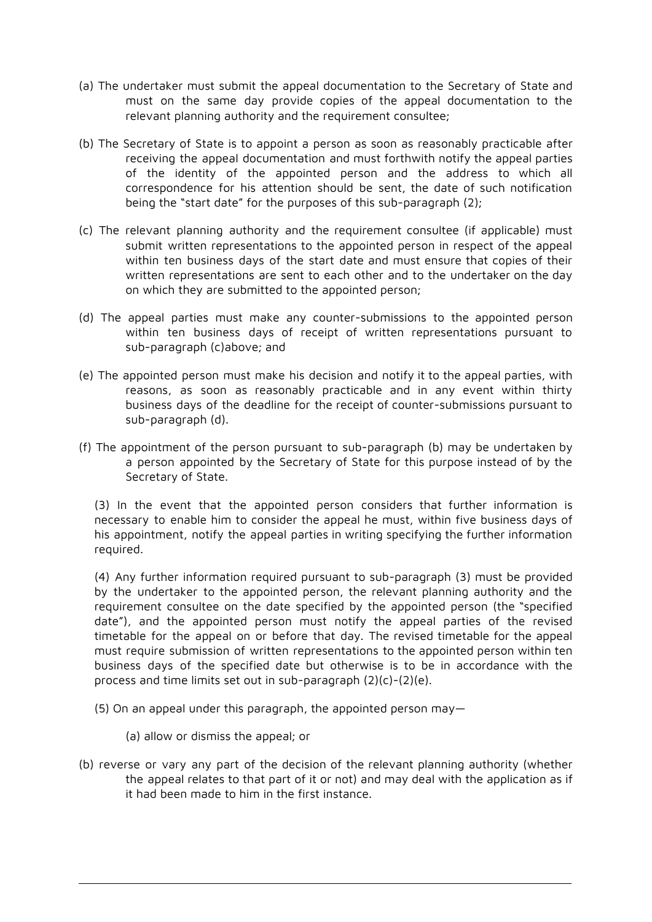(a) The undertaker must submit the appeal documentation to the Secretary of State and must on the same day provide copies of the appeal documentation to the relevant planning authority and the requirement consultee;

(b) The Secretary of State is to appoint a person as soon as reasonably practicable after receiving the appeal documentation and must forthwith notify the appeal parties of the identity of the appointed person and the address to which all correspondence for his attention should be sent, the date of such notification being the "start date" for the purposes of this sub-paragraph (2);

(c) The relevant planning authority and the requirement consultee (if applicable) must submit written representations to the appointed person in respect of the appeal within ten business days of the start date and must ensure that copies of their written representations are sent to each other and to the undertaker on the day on which they are submitted to the appointed person;

(d) The appeal parties must make any counter-submissions to the appointed person within ten business days of receipt of written representations pursuant to sub-paragraph (c)above; and

(e) The appointed person must make his decision and notify it to the appeal parties, with reasons, as soon as reasonably practicable and in any event within thirty business days of the deadline for the receipt of counter-submissions pursuant to sub-paragraph (d).

(f) The appointment of the person pursuant to sub-paragraph (b) may be undertaken by a person appointed by the Secretary of State for this purpose instead of by the Secretary of State.

(3) In the event that the appointed person considers that further information is necessary to enable him to consider the appeal he must, within five business days of his appointment, notify the appeal parties in writing specifying the further information required.

(4) Any further information required pursuant to sub-paragraph (3) must be provided by the undertaker to the appointed person, the relevant planning authority and the requirement consultee on the date specified by the appointed person (the "specified date"), and the appointed person must notify the appeal parties of the revised timetable for the appeal on or before that day. The revised timetable for the appeal must require submission of written representations to the appointed person within ten business days of the specified date but otherwise is to be in accordance with the process and time limits set out in sub-paragraph (2)(c)-(2)(e).

(5) On an appeal under this paragraph, the appointed person may—

(a) allow or dismiss the appeal; or

(b) reverse or vary any part of the decision of the relevant planning authority (whether the appeal relates to that part of it or not) and may deal with the application as if it had been made to him in the first instance.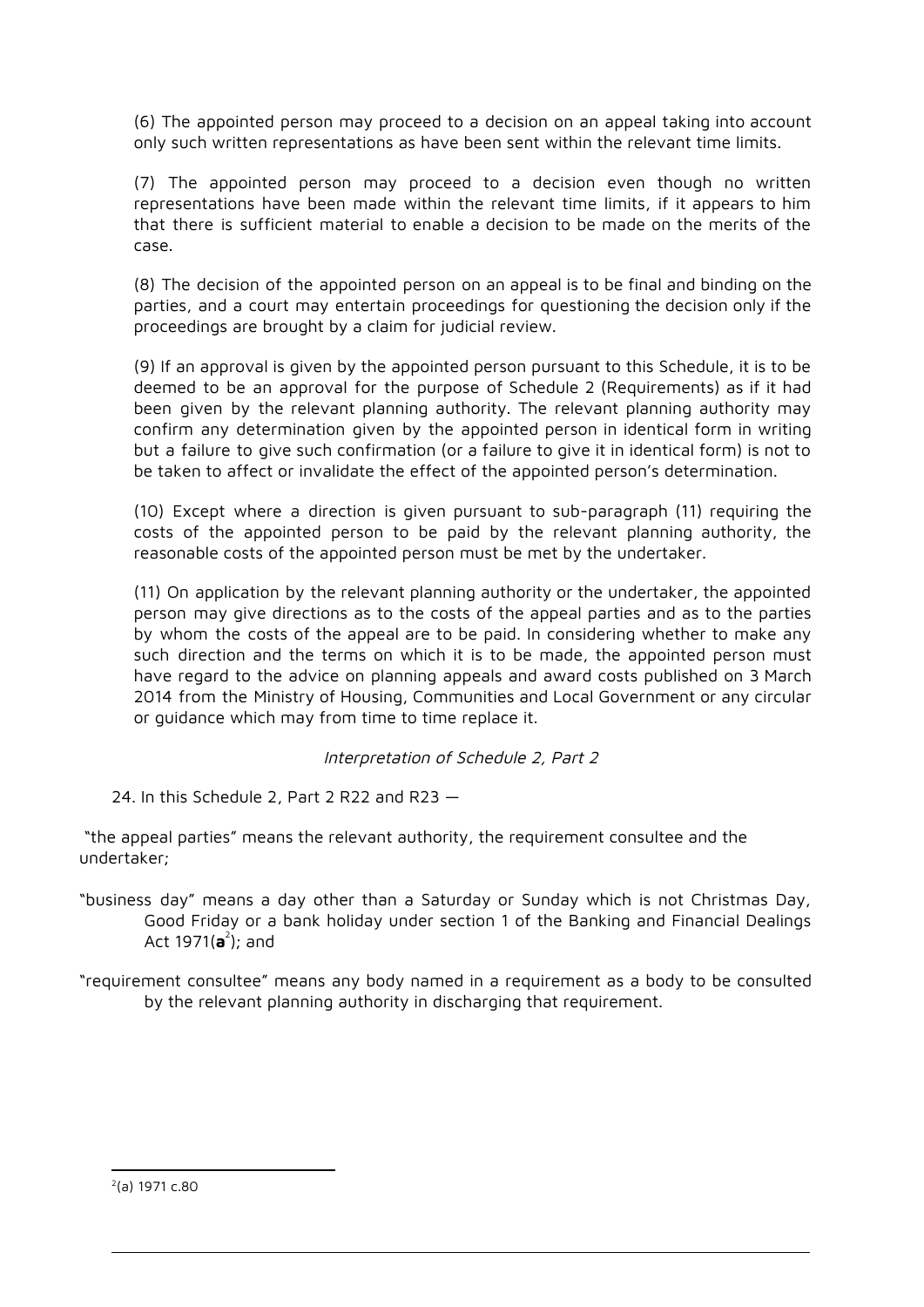(6) The appointed person may proceed to a decision on an appeal taking into account only such written representations as have been sent within the relevant time limits.

(7) The appointed person may proceed to a decision even though no written representations have been made within the relevant time limits, if it appears to him that there is sufficient material to enable a decision to be made on the merits of the case.

(8) The decision of the appointed person on an appeal is to be final and binding on the parties, and a court may entertain proceedings for questioning the decision only if the proceedings are brought by a claim for judicial review.

(9) If an approval is given by the appointed person pursuant to this Schedule, it is to be deemed to be an approval for the purpose of Schedule 2 (Requirements) as if it had been given by the relevant planning authority. The relevant planning authority may confirm any determination given by the appointed person in identical form in writing but a failure to give such confirmation (or a failure to give it in identical form) is not to be taken to affect or invalidate the effect of the appointed person's determination.

(10) Except where a direction is given pursuant to sub-paragraph (11) requiring the costs of the appointed person to be paid by the relevant planning authority, the reasonable costs of the appointed person must be met by the undertaker.

(11) On application by the relevant planning authority or the undertaker, the appointed person may give directions as to the costs of the appeal parties and as to the parties by whom the costs of the appeal are to be paid. In considering whether to make any such direction and the terms on which it is to be made, the appointed person must have regard to the advice on planning appeals and award costs published on 3 March 2014 from the Ministry of Housing, Communities and Local Government or any circular or guidance which may from time to time replace it.

*Interpretation of Schedule 2, Part 2*

24. In this Schedule 2, Part 2 R22 and R23 —

"the appeal parties" means the relevant authority, the requirement consultee and the undertaker;

"business day" means a day other than a Saturday or Sunday which is not Christmas Day, Good Friday or a bank holiday under section 1 of the Banking and Financial Dealings Act 1971(**a**[2]); and

"requirement consultee" means any body named in a requirement as a body to be consulted by the relevant planning authority in discharging that requirement.

[2](a) 1971 c.80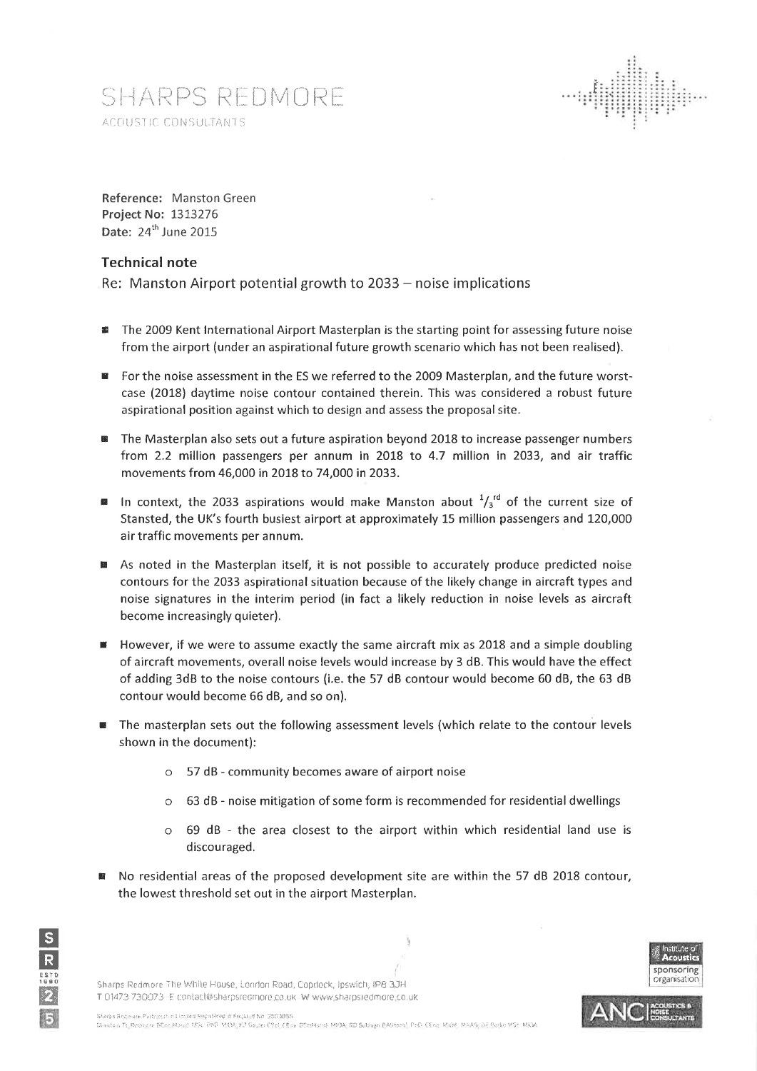SHARPS REDMORE

ACOUSTIC CONSULTANTS

**Reference:** Manston Green
**Project No:** 1313276
**Date:** 24th June 2015

## Technical note

Re: Manston Airport potential growth to 2033 – noise implications

- The 2009 Kent International Airport Masterplan is the starting point for assessing future noise from the airport (under an aspirational future growth scenario which has not been realised).
- For the noise assessment in the ES we referred to the 2009 Masterplan, and the future worst-case (2018) daytime noise contour contained therein. This was considered a robust future aspirational position against which to design and assess the proposal site.
- The Masterplan also sets out a future aspiration beyond 2018 to increase passenger numbers from 2.2 million passengers per annum in 2018 to 4.7 million in 2033, and air traffic movements from 46,000 in 2018 to 74,000 in 2033.
- In context, the 2033 aspirations would make Manston about $^{1}/_{3}$rd of the current size of Stansted, the UK's fourth busiest airport at approximately 15 million passengers and 120,000 air traffic movements per annum.
- As noted in the Masterplan itself, it is not possible to accurately produce predicted noise contours for the 2033 aspirational situation because of the likely change in aircraft types and noise signatures in the interim period (in fact a likely reduction in noise levels as aircraft become increasingly quieter).
- However, if we were to assume exactly the same aircraft mix as 2018 and a simple doubling of aircraft movements, overall noise levels would increase by 3 dB. This would have the effect of adding 3dB to the noise contours (i.e. the 57 dB contour would become 60 dB, the 63 dB contour would become 66 dB, and so on).
- The masterplan sets out the following assessment levels (which relate to the contour levels shown in the document):
  - 57 dB - community becomes aware of airport noise
  - 63 dB - noise mitigation of some form is recommended for residential dwellings
  - 69 dB - the area closest to the airport within which residential land use is discouraged.
- No residential areas of the proposed development site are within the 57 dB 2018 contour, the lowest threshold set out in the airport Masterplan.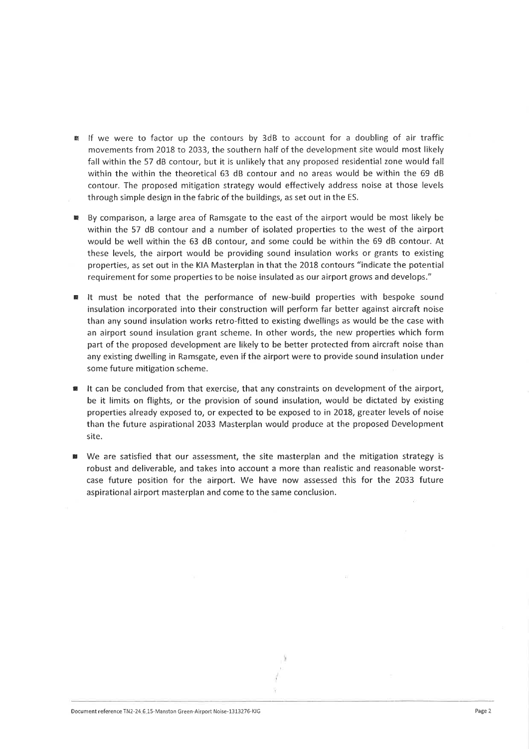- If we were to factor up the contours by 3dB to account for a doubling of air traffic movements from 2018 to 2033, the southern half of the development site would most likely fall within the 57 dB contour, but it is unlikely that any proposed residential zone would fall within the within the theoretical 63 dB contour and no areas would be within the 69 dB contour. The proposed mitigation strategy would effectively address noise at those levels through simple design in the fabric of the buildings, as set out in the ES.
- By comparison, a large area of Ramsgate to the east of the airport would be most likely be within the 57 dB contour and a number of isolated properties to the west of the airport would be well within the 63 dB contour, and some could be within the 69 dB contour. At these levels, the airport would be providing sound insulation works or grants to existing properties, as set out in the KIA Masterplan in that the 2018 contours "indicate the potential requirement for some properties to be noise insulated as our airport grows and develops."
- It must be noted that the performance of new-build properties with bespoke sound insulation incorporated into their construction will perform far better against aircraft noise than any sound insulation works retro-fitted to existing dwellings as would be the case with an airport sound insulation grant scheme. In other words, the new properties which form part of the proposed development are likely to be better protected from aircraft noise than any existing dwelling in Ramsgate, even if the airport were to provide sound insulation under some future mitigation scheme.
- It can be concluded from that exercise, that any constraints on development of the airport, be it limits on flights, or the provision of sound insulation, would be dictated by existing properties already exposed to, or expected to be exposed to in 2018, greater levels of noise than the future aspirational 2033 Masterplan would produce at the proposed Development site.
- We are satisfied that our assessment, the site masterplan and the mitigation strategy is robust and deliverable, and takes into account a more than realistic and reasonable worst-case future position for the airport. We have now assessed this for the 2033 future aspirational airport masterplan and come to the same conclusion.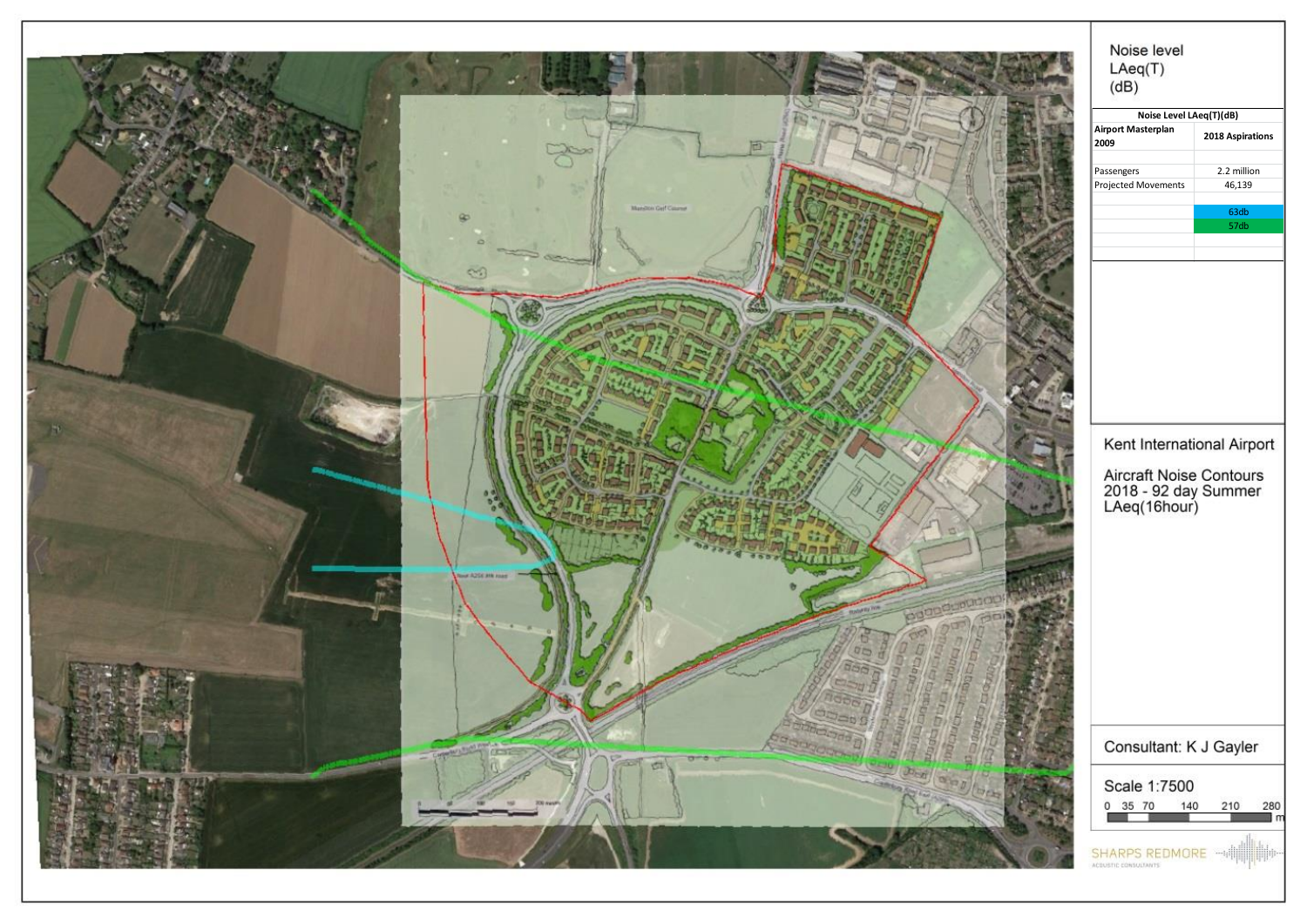Noise level
LAeq(T)
(dB)

| Noise Level LAeq(T)(dB) | |
|---|---|
| Airport Masterplan 2009 | 2018 Aspirations |
| | |
| Passengers | 2.2 million |
| Projected Movements | 46,139 |
| | |
| | 63db |
| | 57db |

Kent International Airport

Aircraft Noise Contours
2018 - 92 day Summer
LAeq(16hour)

Consultant: K J Gayler

Scale 1:7500

0 35 70 140 210 280 m

SHARPS REDMORE
ACOUSTIC CONSULTANTS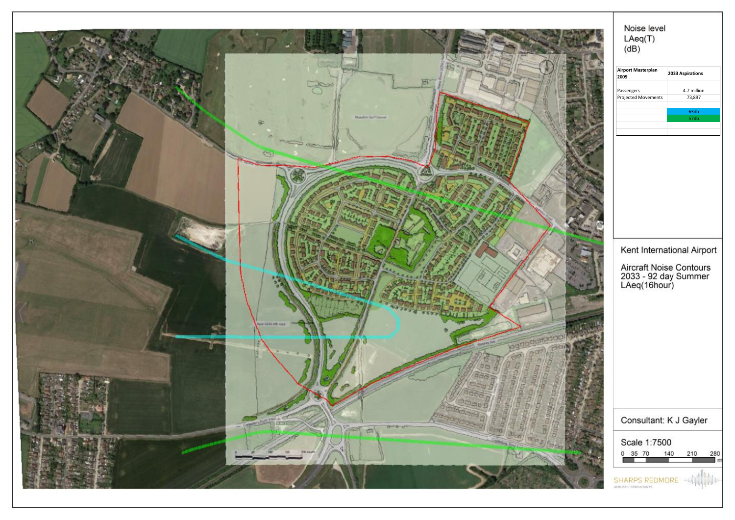Noise level
LAeq(T)
(dB)

| Airport Masterplan 2009 | 2033 Aspirations |
|---|---|
| Passengers | 4.7 million |
| Projected Movements | 73,897 |
| | 63db |
| | 57db |

Kent International Airport

Aircraft Noise Contours
2033 - 92 day Summer
LAeq(16hour)

Consultant: K J Gayler

Scale 1:7500

0 35 70 140 210 280 m

SHARPS REDMORE
ACOUSTIC CONSULTANTS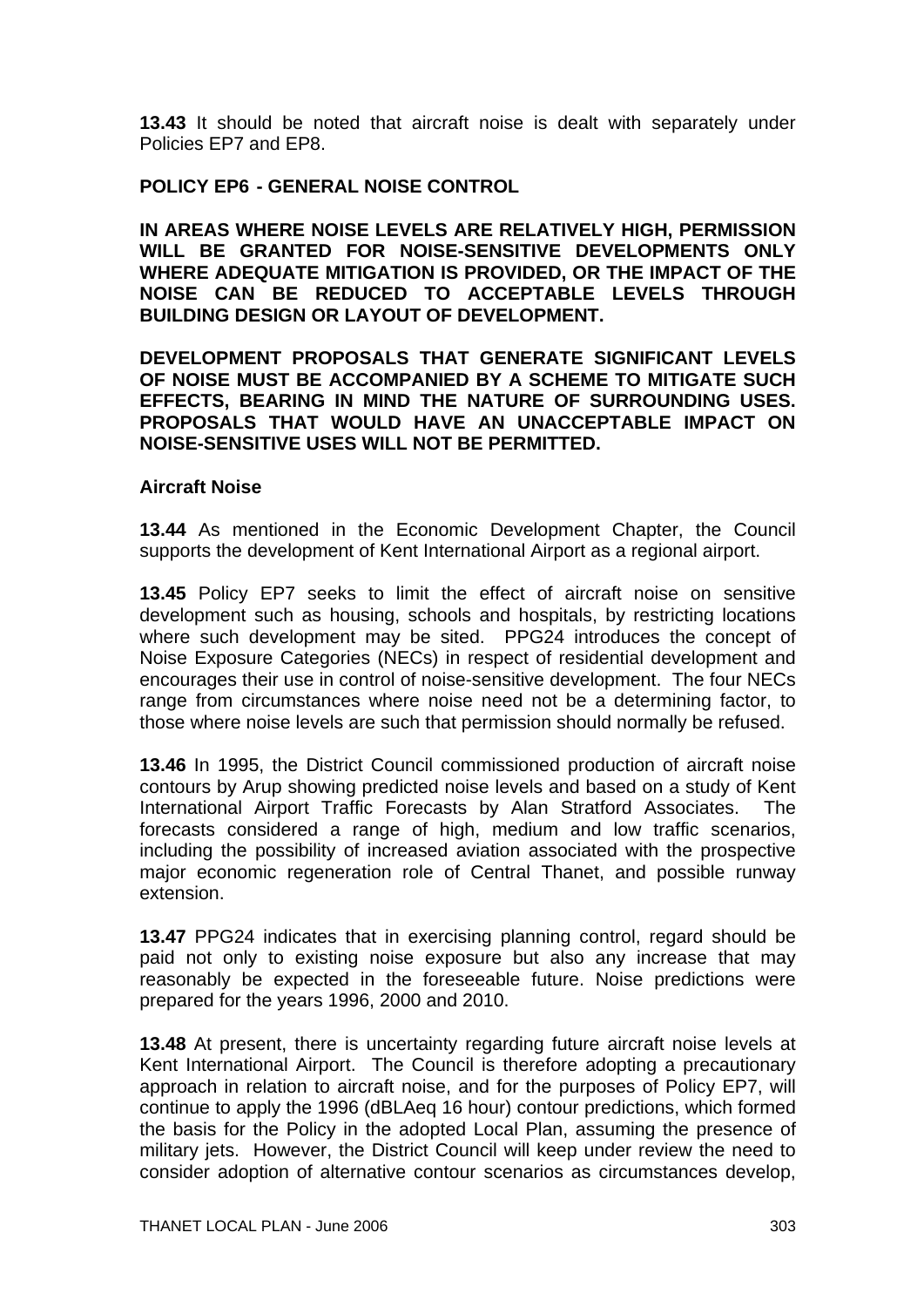**13.43** It should be noted that aircraft noise is dealt with separately under Policies EP7 and EP8.

**POLICY EP6 - GENERAL NOISE CONTROL**

**IN AREAS WHERE NOISE LEVELS ARE RELATIVELY HIGH, PERMISSION WILL BE GRANTED FOR NOISE-SENSITIVE DEVELOPMENTS ONLY WHERE ADEQUATE MITIGATION IS PROVIDED, OR THE IMPACT OF THE NOISE CAN BE REDUCED TO ACCEPTABLE LEVELS THROUGH BUILDING DESIGN OR LAYOUT OF DEVELOPMENT.**

**DEVELOPMENT PROPOSALS THAT GENERATE SIGNIFICANT LEVELS OF NOISE MUST BE ACCOMPANIED BY A SCHEME TO MITIGATE SUCH EFFECTS, BEARING IN MIND THE NATURE OF SURROUNDING USES. PROPOSALS THAT WOULD HAVE AN UNACCEPTABLE IMPACT ON NOISE-SENSITIVE USES WILL NOT BE PERMITTED.**

**Aircraft Noise**

**13.44** As mentioned in the Economic Development Chapter, the Council supports the development of Kent International Airport as a regional airport.

**13.45** Policy EP7 seeks to limit the effect of aircraft noise on sensitive development such as housing, schools and hospitals, by restricting locations where such development may be sited. PPG24 introduces the concept of Noise Exposure Categories (NECs) in respect of residential development and encourages their use in control of noise-sensitive development. The four NECs range from circumstances where noise need not be a determining factor, to those where noise levels are such that permission should normally be refused.

**13.46** In 1995, the District Council commissioned production of aircraft noise contours by Arup showing predicted noise levels and based on a study of Kent International Airport Traffic Forecasts by Alan Stratford Associates. The forecasts considered a range of high, medium and low traffic scenarios, including the possibility of increased aviation associated with the prospective major economic regeneration role of Central Thanet, and possible runway extension.

**13.47** PPG24 indicates that in exercising planning control, regard should be paid not only to existing noise exposure but also any increase that may reasonably be expected in the foreseeable future. Noise predictions were prepared for the years 1996, 2000 and 2010.

**13.48** At present, there is uncertainty regarding future aircraft noise levels at Kent International Airport. The Council is therefore adopting a precautionary approach in relation to aircraft noise, and for the purposes of Policy EP7, will continue to apply the 1996 (dBLAeq 16 hour) contour predictions, which formed the basis for the Policy in the adopted Local Plan, assuming the presence of military jets. However, the District Council will keep under review the need to consider adoption of alternative contour scenarios as circumstances develop,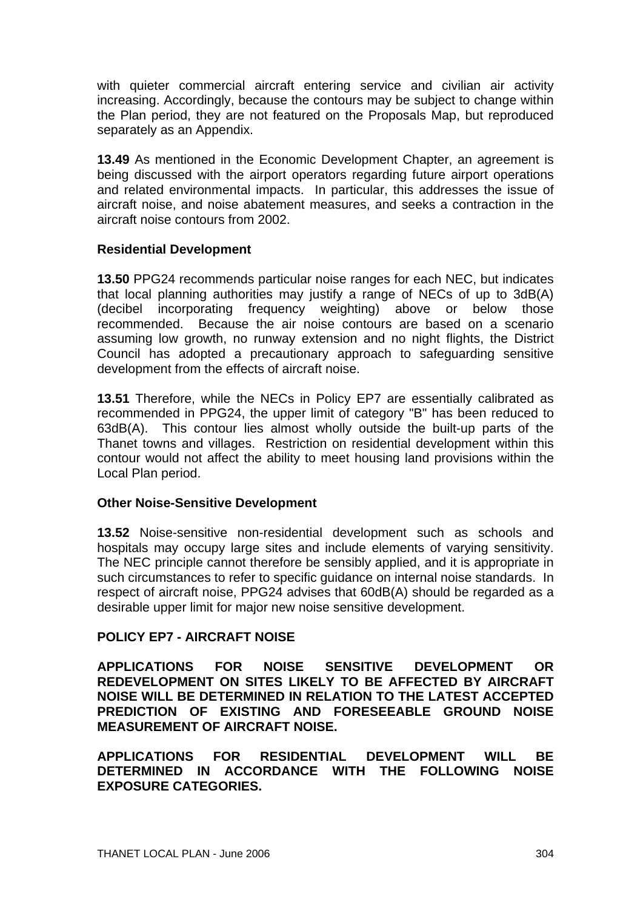with quieter commercial aircraft entering service and civilian air activity increasing. Accordingly, because the contours may be subject to change within the Plan period, they are not featured on the Proposals Map, but reproduced separately as an Appendix.

**13.49** As mentioned in the Economic Development Chapter, an agreement is being discussed with the airport operators regarding future airport operations and related environmental impacts. In particular, this addresses the issue of aircraft noise, and noise abatement measures, and seeks a contraction in the aircraft noise contours from 2002.

**Residential Development**

**13.50** PPG24 recommends particular noise ranges for each NEC, but indicates that local planning authorities may justify a range of NECs of up to 3dB(A) (decibel incorporating frequency weighting) above or below those recommended. Because the air noise contours are based on a scenario assuming low growth, no runway extension and no night flights, the District Council has adopted a precautionary approach to safeguarding sensitive development from the effects of aircraft noise.

**13.51** Therefore, while the NECs in Policy EP7 are essentially calibrated as recommended in PPG24, the upper limit of category "B" has been reduced to 63dB(A). This contour lies almost wholly outside the built-up parts of the Thanet towns and villages. Restriction on residential development within this contour would not affect the ability to meet housing land provisions within the Local Plan period.

**Other Noise-Sensitive Development**

**13.52** Noise-sensitive non-residential development such as schools and hospitals may occupy large sites and include elements of varying sensitivity. The NEC principle cannot therefore be sensibly applied, and it is appropriate in such circumstances to refer to specific guidance on internal noise standards. In respect of aircraft noise, PPG24 advises that 60dB(A) should be regarded as a desirable upper limit for major new noise sensitive development.

**POLICY EP7 - AIRCRAFT NOISE**

**APPLICATIONS FOR NOISE SENSITIVE DEVELOPMENT OR REDEVELOPMENT ON SITES LIKELY TO BE AFFECTED BY AIRCRAFT NOISE WILL BE DETERMINED IN RELATION TO THE LATEST ACCEPTED PREDICTION OF EXISTING AND FORESEEABLE GROUND NOISE MEASUREMENT OF AIRCRAFT NOISE.**

**APPLICATIONS FOR RESIDENTIAL DEVELOPMENT WILL BE DETERMINED IN ACCORDANCE WITH THE FOLLOWING NOISE EXPOSURE CATEGORIES.**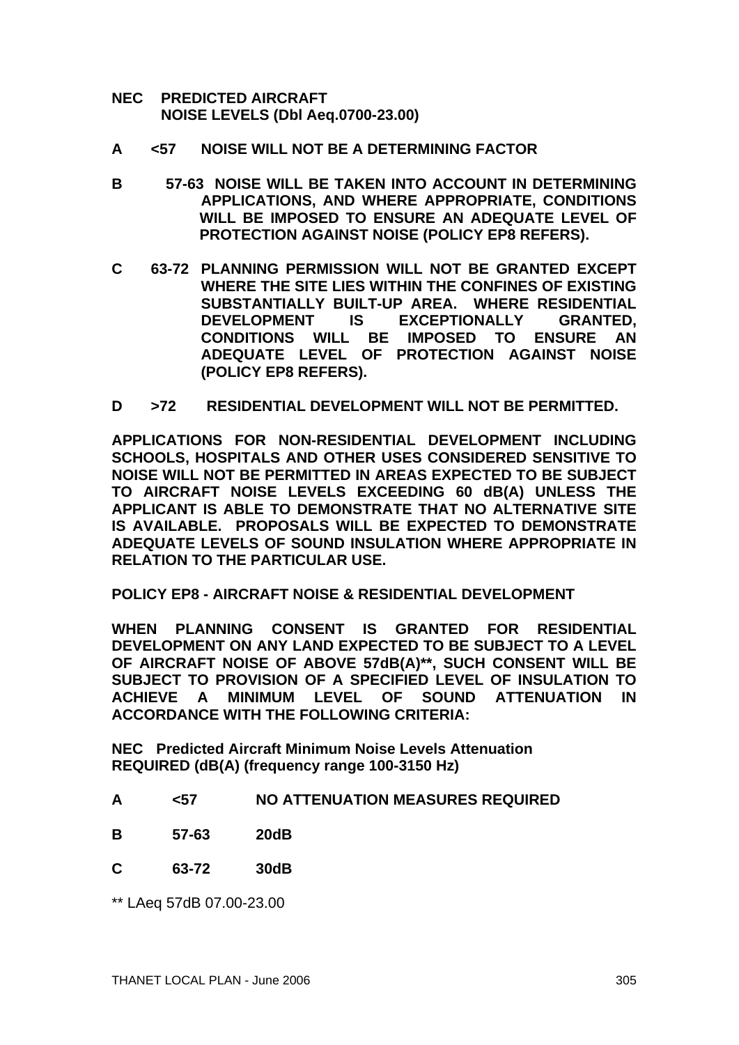**NEC PREDICTED AIRCRAFT NOISE LEVELS (Dbl Aeq.0700-23.00)**

| NEC | | |
|---|---|---|
| **A** | **<57** | **NOISE WILL NOT BE A DETERMINING FACTOR** |
| **B** | **57-63** | **NOISE WILL BE TAKEN INTO ACCOUNT IN DETERMINING APPLICATIONS, AND WHERE APPROPRIATE, CONDITIONS WILL BE IMPOSED TO ENSURE AN ADEQUATE LEVEL OF PROTECTION AGAINST NOISE (POLICY EP8 REFERS).** |
| **C** | **63-72** | **PLANNING PERMISSION WILL NOT BE GRANTED EXCEPT WHERE THE SITE LIES WITHIN THE CONFINES OF EXISTING SUBSTANTIALLY BUILT-UP AREA. WHERE RESIDENTIAL DEVELOPMENT IS EXCEPTIONALLY GRANTED, CONDITIONS WILL BE IMPOSED TO ENSURE AN ADEQUATE LEVEL OF PROTECTION AGAINST NOISE (POLICY EP8 REFERS).** |
| **D** | **>72** | **RESIDENTIAL DEVELOPMENT WILL NOT BE PERMITTED.** |

**APPLICATIONS FOR NON-RESIDENTIAL DEVELOPMENT INCLUDING SCHOOLS, HOSPITALS AND OTHER USES CONSIDERED SENSITIVE TO NOISE WILL NOT BE PERMITTED IN AREAS EXPECTED TO BE SUBJECT TO AIRCRAFT NOISE LEVELS EXCEEDING 60 dB(A) UNLESS THE APPLICANT IS ABLE TO DEMONSTRATE THAT NO ALTERNATIVE SITE IS AVAILABLE. PROPOSALS WILL BE EXPECTED TO DEMONSTRATE ADEQUATE LEVELS OF SOUND INSULATION WHERE APPROPRIATE IN RELATION TO THE PARTICULAR USE.**

**POLICY EP8 - AIRCRAFT NOISE & RESIDENTIAL DEVELOPMENT**

**WHEN PLANNING CONSENT IS GRANTED FOR RESIDENTIAL DEVELOPMENT ON ANY LAND EXPECTED TO BE SUBJECT TO A LEVEL OF AIRCRAFT NOISE OF ABOVE 57dB(A)\*\*, SUCH CONSENT WILL BE SUBJECT TO PROVISION OF A SPECIFIED LEVEL OF INSULATION TO ACHIEVE A MINIMUM LEVEL OF SOUND ATTENUATION IN ACCORDANCE WITH THE FOLLOWING CRITERIA:**

**NEC Predicted Aircraft Minimum Noise Levels Attenuation REQUIRED (dB(A) (frequency range 100-3150 Hz)**

| NEC | Predicted Aircraft Noise Levels | Minimum Attenuation Required |
|---|---|---|
| **A** | **<57** | **NO ATTENUATION MEASURES REQUIRED** |
| **B** | **57-63** | **20dB** |
| **C** | **63-72** | **30dB** |

** LAeq 57dB 07.00-23.00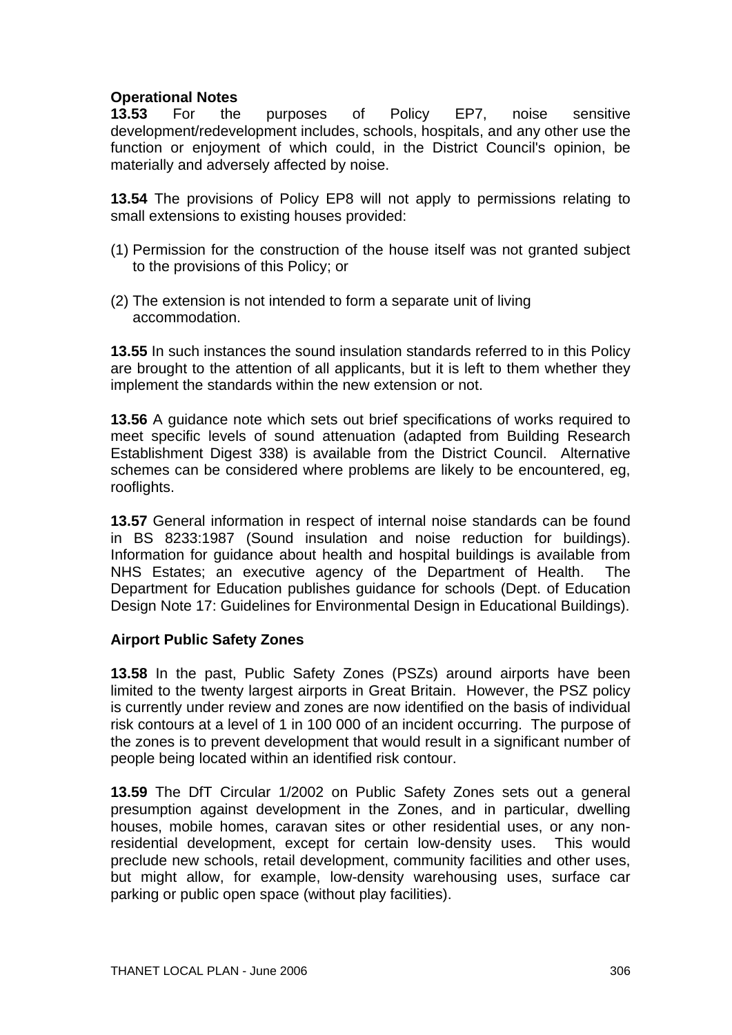### Operational Notes

**13.53** For the purposes of Policy EP7, noise sensitive development/redevelopment includes, schools, hospitals, and any other use the function or enjoyment of which could, in the District Council's opinion, be materially and adversely affected by noise.

**13.54** The provisions of Policy EP8 will not apply to permissions relating to small extensions to existing houses provided:

(1) Permission for the construction of the house itself was not granted subject to the provisions of this Policy; or

(2) The extension is not intended to form a separate unit of living accommodation.

**13.55** In such instances the sound insulation standards referred to in this Policy are brought to the attention of all applicants, but it is left to them whether they implement the standards within the new extension or not.

**13.56** A guidance note which sets out brief specifications of works required to meet specific levels of sound attenuation (adapted from Building Research Establishment Digest 338) is available from the District Council. Alternative schemes can be considered where problems are likely to be encountered, eg, rooflights.

**13.57** General information in respect of internal noise standards can be found in BS 8233:1987 (Sound insulation and noise reduction for buildings). Information for guidance about health and hospital buildings is available from NHS Estates; an executive agency of the Department of Health. The Department for Education publishes guidance for schools (Dept. of Education Design Note 17: Guidelines for Environmental Design in Educational Buildings).

### Airport Public Safety Zones

**13.58** In the past, Public Safety Zones (PSZs) around airports have been limited to the twenty largest airports in Great Britain. However, the PSZ policy is currently under review and zones are now identified on the basis of individual risk contours at a level of 1 in 100 000 of an incident occurring. The purpose of the zones is to prevent development that would result in a significant number of people being located within an identified risk contour.

**13.59** The DfT Circular 1/2002 on Public Safety Zones sets out a general presumption against development in the Zones, and in particular, dwelling houses, mobile homes, caravan sites or other residential uses, or any non-residential development, except for certain low-density uses. This would preclude new schools, retail development, community facilities and other uses, but might allow, for example, low-density warehousing uses, surface car parking or public open space (without play facilities).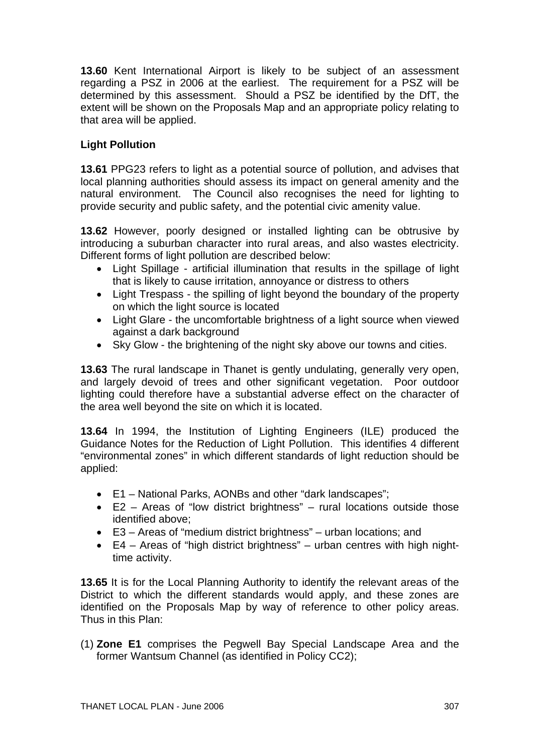**13.60** Kent International Airport is likely to be subject of an assessment regarding a PSZ in 2006 at the earliest. The requirement for a PSZ will be determined by this assessment. Should a PSZ be identified by the DfT, the extent will be shown on the Proposals Map and an appropriate policy relating to that area will be applied.

**Light Pollution**

**13.61** PPG23 refers to light as a potential source of pollution, and advises that local planning authorities should assess its impact on general amenity and the natural environment. The Council also recognises the need for lighting to provide security and public safety, and the potential civic amenity value.

**13.62** However, poorly designed or installed lighting can be obtrusive by introducing a suburban character into rural areas, and also wastes electricity. Different forms of light pollution are described below:

- Light Spillage - artificial illumination that results in the spillage of light that is likely to cause irritation, annoyance or distress to others
- Light Trespass - the spilling of light beyond the boundary of the property on which the light source is located
- Light Glare - the uncomfortable brightness of a light source when viewed against a dark background
- Sky Glow - the brightening of the night sky above our towns and cities.

**13.63** The rural landscape in Thanet is gently undulating, generally very open, and largely devoid of trees and other significant vegetation. Poor outdoor lighting could therefore have a substantial adverse effect on the character of the area well beyond the site on which it is located.

**13.64** In 1994, the Institution of Lighting Engineers (ILE) produced the Guidance Notes for the Reduction of Light Pollution. This identifies 4 different "environmental zones" in which different standards of light reduction should be applied:

- E1 – National Parks, AONBs and other "dark landscapes";
- E2 – Areas of "low district brightness" – rural locations outside those identified above;
- E3 – Areas of "medium district brightness" – urban locations; and
- E4 – Areas of "high district brightness" – urban centres with high night-time activity.

**13.65** It is for the Local Planning Authority to identify the relevant areas of the District to which the different standards would apply, and these zones are identified on the Proposals Map by way of reference to other policy areas. Thus in this Plan:

(1) **Zone E1** comprises the Pegwell Bay Special Landscape Area and the former Wantsum Channel (as identified in Policy CC2);